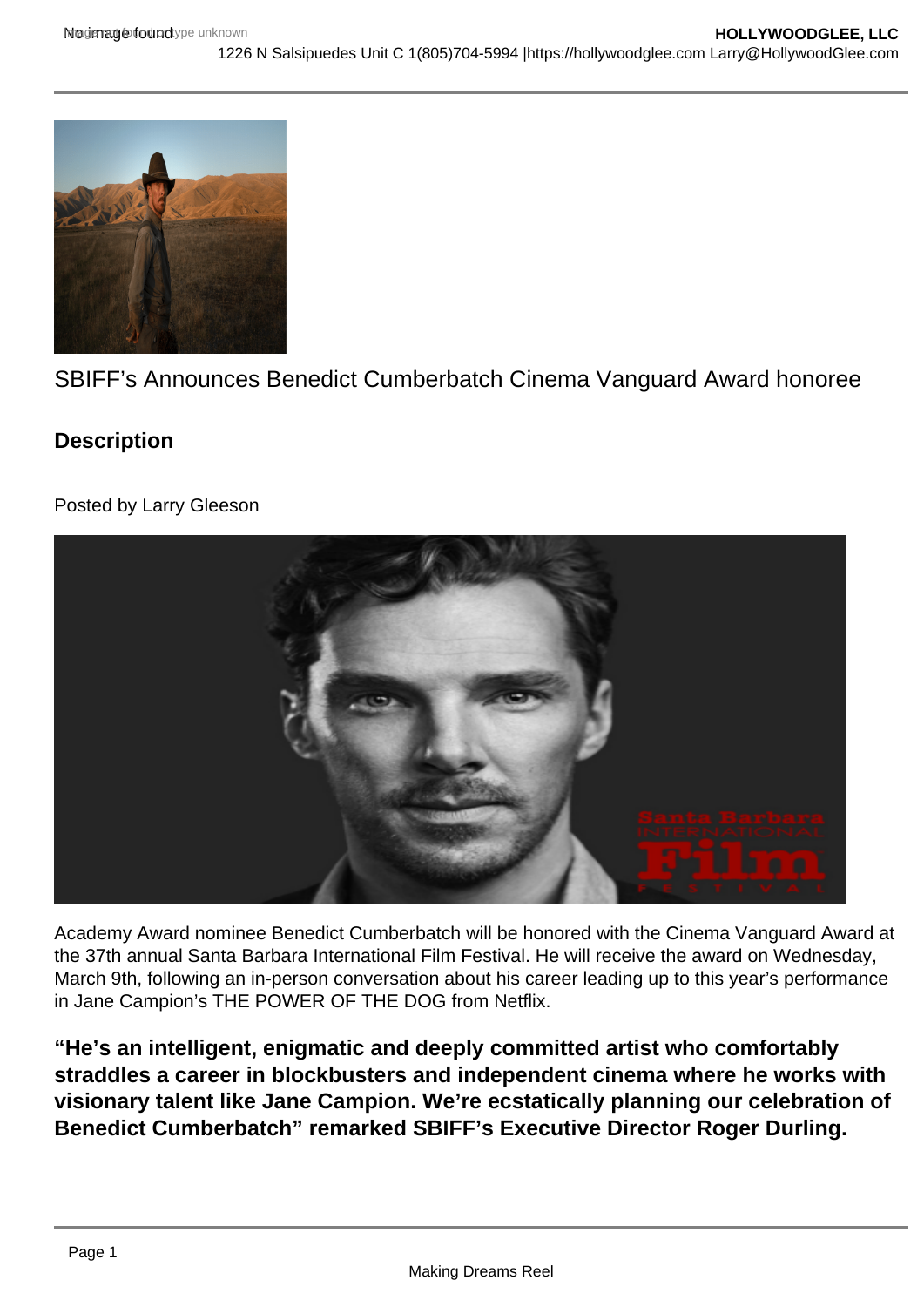SBIFF's Announces Benedict Cumberbatch Cinema Vanguard Award honoree

## Description

Posted by Larry Gleeson

Academy Award nominee Benedict Cumberbatch will be honored with the Cinema Vanguard Award at the 37th annual Santa Barbara International Film Festival. He will receive the award on Wednesday, March 9th, following an in-person conversation about his career leading up to this year's performance in Jane Campion's THE POWER OF THE DOG from Netflix.

**"He's an intelligent, enigmatic and deeply committed artist who comfortably straddles a career in blockbusters and independent cinema where he works with visionary talent like Jane Campion. We're ecstatically planning our celebration of Benedict Cumberbatch" remarked SBIFF's Executive Director Roger Durling.**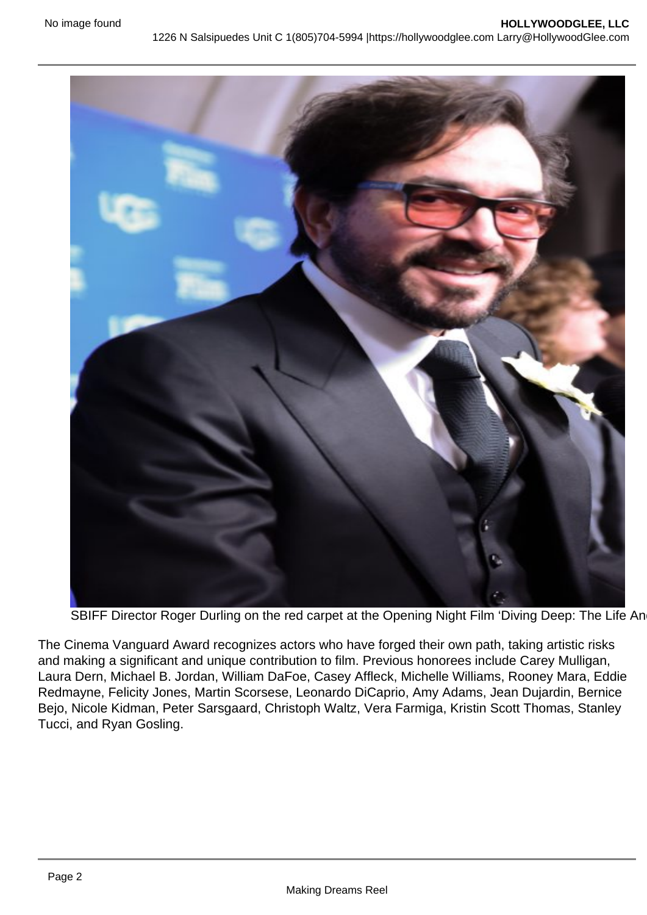SBIFF Director Roger Durling on the red carpet at the Opening Night Film 'Diving Deep: The Life An

The Cinema Vanguard Award recognizes actors who have forged their own path, taking artistic risks and making a significant and unique contribution to film. Previous honorees include Carey Mulligan, Laura Dern, Michael B. Jordan, William DaFoe, Casey Affleck, Michelle Williams, Rooney Mara, Eddie Redmayne, Felicity Jones, Martin Scorsese, Leonardo DiCaprio, Amy Adams, Jean Dujardin, Bernice Bejo, Nicole Kidman, Peter Sarsgaard, Christoph Waltz, Vera Farmiga, Kristin Scott Thomas, Stanley Tucci, and Ryan Gosling.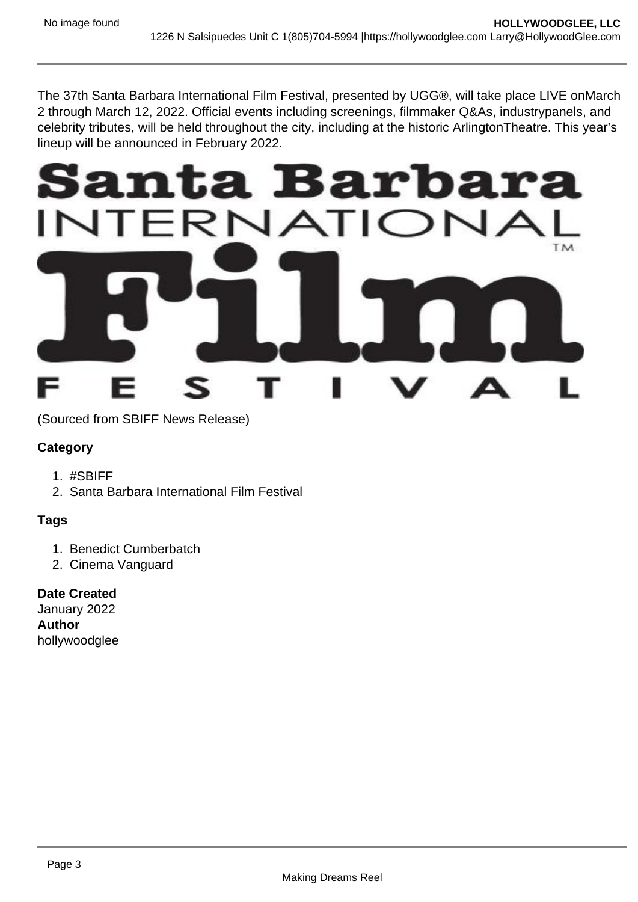The 37th Santa Barbara International Film Festival, presented by UGG®, will take place LIVE onMarch 2 through March 12, 2022. Official events including screenings, filmmaker Q&As, industrypanels, and celebrity tributes, will be held throughout the city, including at the historic ArlingtonTheatre. This year's lineup will be announced in February 2022.

(Sourced from SBIFF News Release)

**Category**

1. #SBIFF
2. Santa Barbara International Film Festival

**Tags**

1. Benedict Cumberbatch
2. Cinema Vanguard

**Date Created**
January 2022
**Author**
hollywoodglee